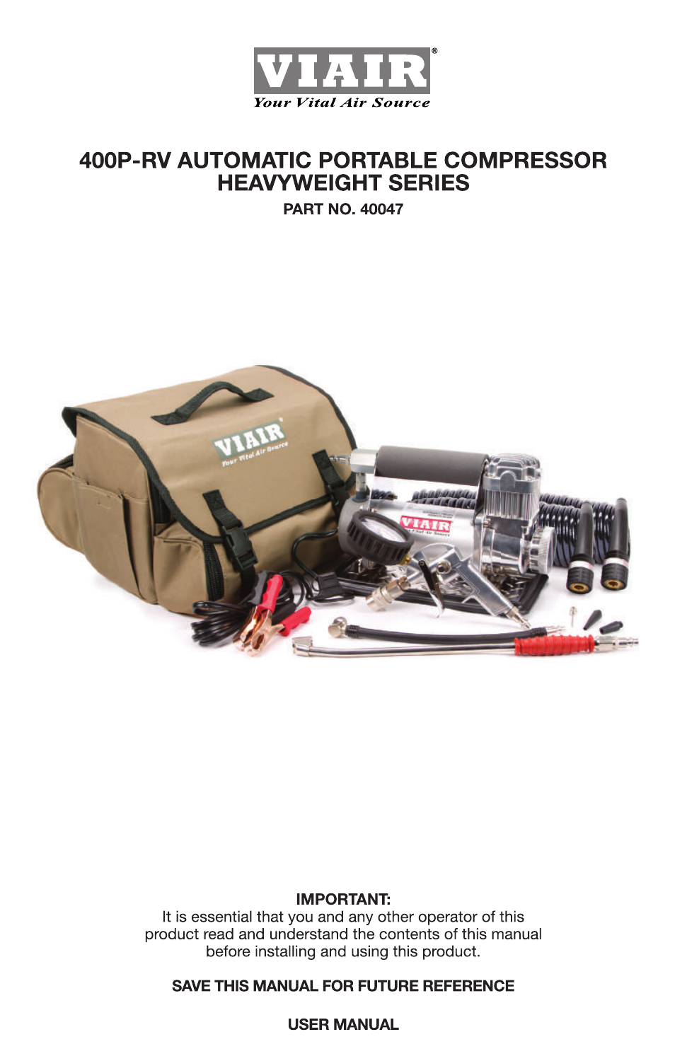VIAIR®

*Your Vital Air Source*

# 400P-RV AUTOMATIC PORTABLE COMPRESSOR HEAVYWEIGHT SERIES

**PART NO. 40047**

**IMPORTANT:**
It is essential that you and any other operator of this product read and understand the contents of this manual before installing and using this product.

**SAVE THIS MANUAL FOR FUTURE REFERENCE**

**USER MANUAL**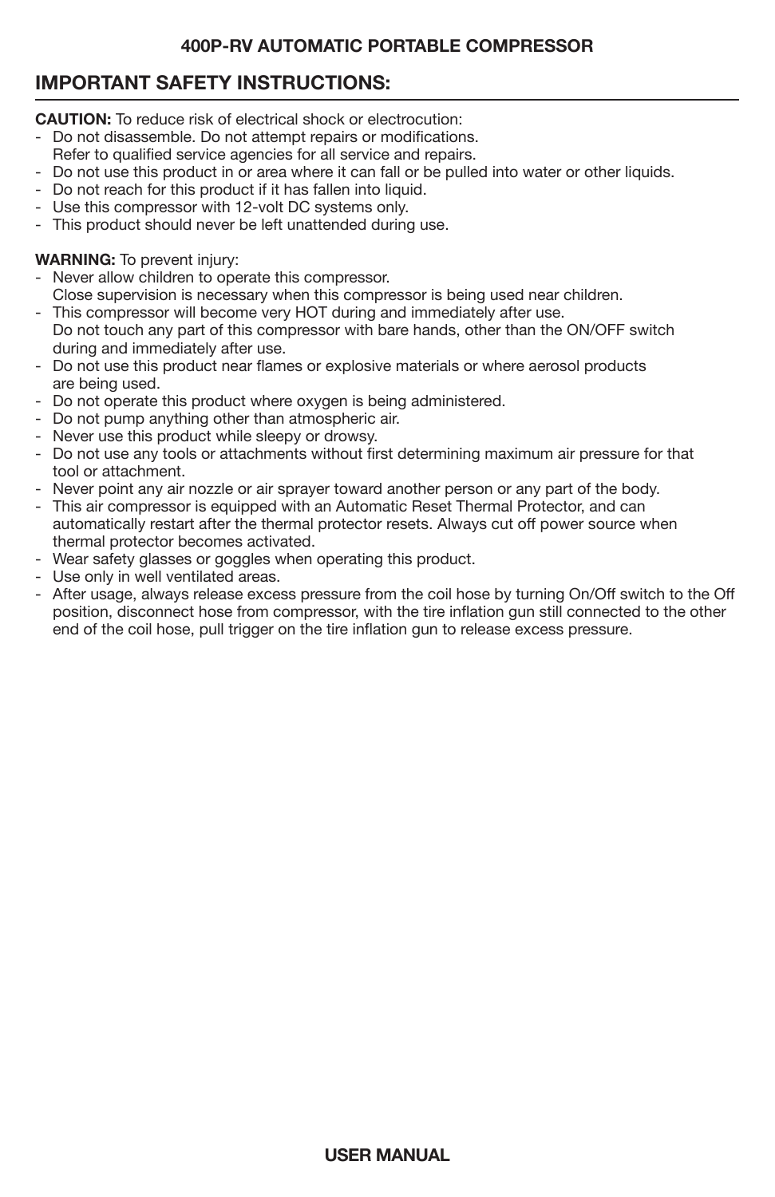# IMPORTANT SAFETY INSTRUCTIONS:

**CAUTION:** To reduce risk of electrical shock or electrocution:

- Do not disassemble. Do not attempt repairs or modifications. Refer to qualified service agencies for all service and repairs.
- Do not use this product in or area where it can fall or be pulled into water or other liquids.
- Do not reach for this product if it has fallen into liquid.
- Use this compressor with 12-volt DC systems only.
- This product should never be left unattended during use.

**WARNING:** To prevent injury:

- Never allow children to operate this compressor. Close supervision is necessary when this compressor is being used near children.
- This compressor will become very HOT during and immediately after use. Do not touch any part of this compressor with bare hands, other than the ON/OFF switch during and immediately after use.
- Do not use this product near flames or explosive materials or where aerosol products are being used.
- Do not operate this product where oxygen is being administered.
- Do not pump anything other than atmospheric air.
- Never use this product while sleepy or drowsy.
- Do not use any tools or attachments without first determining maximum air pressure for that tool or attachment.
- Never point any air nozzle or air sprayer toward another person or any part of the body.
- This air compressor is equipped with an Automatic Reset Thermal Protector, and can automatically restart after the thermal protector resets. Always cut off power source when thermal protector becomes activated.
- Wear safety glasses or goggles when operating this product.
- Use only in well ventilated areas.
- After usage, always release excess pressure from the coil hose by turning On/Off switch to the Off position, disconnect hose from compressor, with the tire inflation gun still connected to the other end of the coil hose, pull trigger on the tire inflation gun to release excess pressure.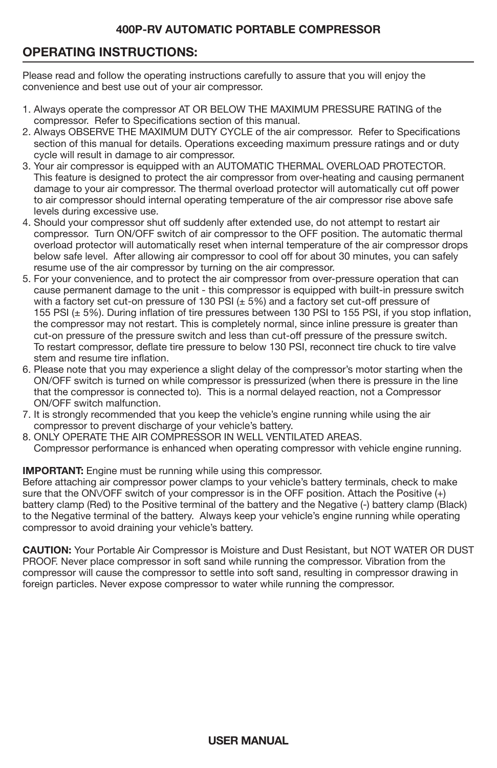**400P-RV AUTOMATIC PORTABLE COMPRESSOR**

## OPERATING INSTRUCTIONS:

Please read and follow the operating instructions carefully to assure that you will enjoy the convenience and best use out of your air compressor.

1. Always operate the compressor AT OR BELOW THE MAXIMUM PRESSURE RATING of the compressor. Refer to Specifications section of this manual.
2. Always OBSERVE THE MAXIMUM DUTY CYCLE of the air compressor. Refer to Specifications section of this manual for details. Operations exceeding maximum pressure ratings and or duty cycle will result in damage to air compressor.
3. Your air compressor is equipped with an AUTOMATIC THERMAL OVERLOAD PROTECTOR. This feature is designed to protect the air compressor from over-heating and causing permanent damage to your air compressor. The thermal overload protector will automatically cut off power to air compressor should internal operating temperature of the air compressor rise above safe levels during excessive use.
4. Should your compressor shut off suddenly after extended use, do not attempt to restart air compressor. Turn ON/OFF switch of air compressor to the OFF position. The automatic thermal overload protector will automatically reset when internal temperature of the air compressor drops below safe level. After allowing air compressor to cool off for about 30 minutes, you can safely resume use of the air compressor by turning on the air compressor.
5. For your convenience, and to protect the air compressor from over-pressure operation that can cause permanent damage to the unit - this compressor is equipped with built-in pressure switch with a factory set cut-on pressure of 130 PSI (± 5%) and a factory set cut-off pressure of 155 PSI (± 5%). During inflation of tire pressures between 130 PSI to 155 PSI, if you stop inflation, the compressor may not restart. This is completely normal, since inline pressure is greater than cut-on pressure of the pressure switch and less than cut-off pressure of the pressure switch. To restart compressor, deflate tire pressure to below 130 PSI, reconnect tire chuck to tire valve stem and resume tire inflation.
6. Please note that you may experience a slight delay of the compressor's motor starting when the ON/OFF switch is turned on while compressor is pressurized (when there is pressure in the line that the compressor is connected to). This is a normal delayed reaction, not a Compressor ON/OFF switch malfunction.
7. It is strongly recommended that you keep the vehicle's engine running while using the air compressor to prevent discharge of your vehicle's battery.
8. ONLY OPERATE THE AIR COMPRESSOR IN WELL VENTILATED AREAS.
   Compressor performance is enhanced when operating compressor with vehicle engine running.

**IMPORTANT:** Engine must be running while using this compressor.
Before attaching air compressor power clamps to your vehicle's battery terminals, check to make sure that the ON\/OFF switch of your compressor is in the OFF position. Attach the Positive (+) battery clamp (Red) to the Positive terminal of the battery and the Negative (-) battery clamp (Black) to the Negative terminal of the battery. Always keep your vehicle's engine running while operating compressor to avoid draining your vehicle's battery.

**CAUTION:** Your Portable Air Compressor is Moisture and Dust Resistant, but NOT WATER OR DUST PROOF. Never place compressor in soft sand while running the compressor. Vibration from the compressor will cause the compressor to settle into soft sand, resulting in compressor drawing in foreign particles. Never expose compressor to water while running the compressor.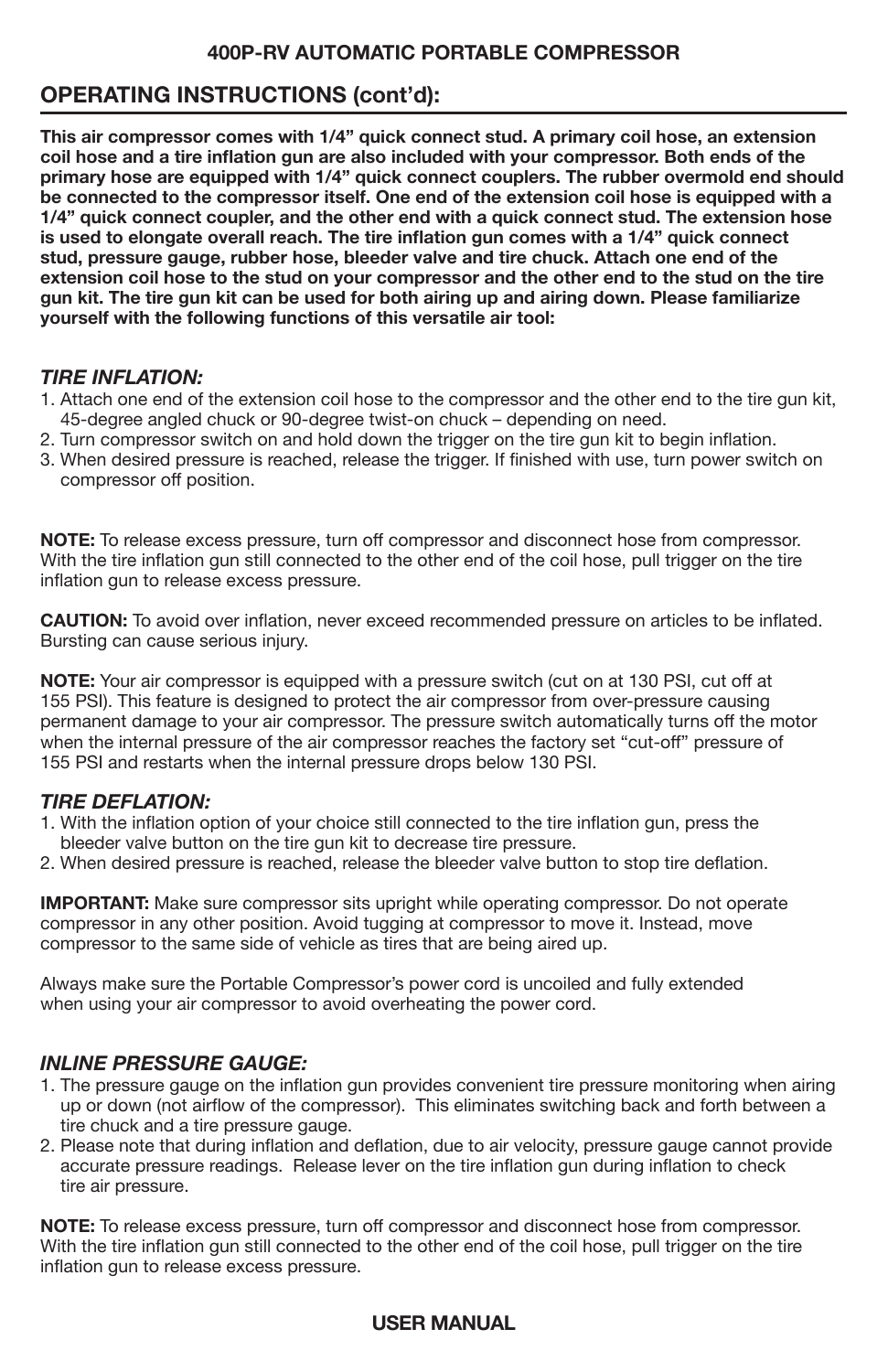## OPERATING INSTRUCTIONS (cont'd):

**This air compressor comes with 1/4" quick connect stud. A primary coil hose, an extension coil hose and a tire inflation gun are also included with your compressor. Both ends of the primary hose are equipped with 1/4" quick connect couplers. The rubber overmold end should be connected to the compressor itself. One end of the extension coil hose is equipped with a 1/4" quick connect coupler, and the other end with a quick connect stud. The extension hose is used to elongate overall reach. The tire inflation gun comes with a 1/4" quick connect stud, pressure gauge, rubber hose, bleeder valve and tire chuck. Attach one end of the extension coil hose to the stud on your compressor and the other end to the stud on the tire gun kit. The tire gun kit can be used for both airing up and airing down. Please familiarize yourself with the following functions of this versatile air tool:**

### *TIRE INFLATION:*

1. Attach one end of the extension coil hose to the compressor and the other end to the tire gun kit, 45-degree angled chuck or 90-degree twist-on chuck – depending on need.
2. Turn compressor switch on and hold down the trigger on the tire gun kit to begin inflation.
3. When desired pressure is reached, release the trigger. If finished with use, turn power switch on compressor off position.

**NOTE:** To release excess pressure, turn off compressor and disconnect hose from compressor. With the tire inflation gun still connected to the other end of the coil hose, pull trigger on the tire inflation gun to release excess pressure.

**CAUTION:** To avoid over inflation, never exceed recommended pressure on articles to be inflated. Bursting can cause serious injury.

**NOTE:** Your air compressor is equipped with a pressure switch (cut on at 130 PSI, cut off at 155 PSI). This feature is designed to protect the air compressor from over-pressure causing permanent damage to your air compressor. The pressure switch automatically turns off the motor when the internal pressure of the air compressor reaches the factory set "cut-off" pressure of 155 PSI and restarts when the internal pressure drops below 130 PSI.

### *TIRE DEFLATION:*

1. With the inflation option of your choice still connected to the tire inflation gun, press the bleeder valve button on the tire gun kit to decrease tire pressure.
2. When desired pressure is reached, release the bleeder valve button to stop tire deflation.

**IMPORTANT:** Make sure compressor sits upright while operating compressor. Do not operate compressor in any other position. Avoid tugging at compressor to move it. Instead, move compressor to the same side of vehicle as tires that are being aired up.

Always make sure the Portable Compressor's power cord is uncoiled and fully extended when using your air compressor to avoid overheating the power cord.

### *INLINE PRESSURE GAUGE:*

1. The pressure gauge on the inflation gun provides convenient tire pressure monitoring when airing up or down (not airflow of the compressor). This eliminates switching back and forth between a tire chuck and a tire pressure gauge.
2. Please note that during inflation and deflation, due to air velocity, pressure gauge cannot provide accurate pressure readings. Release lever on the tire inflation gun during inflation to check tire air pressure.

**NOTE:** To release excess pressure, turn off compressor and disconnect hose from compressor. With the tire inflation gun still connected to the other end of the coil hose, pull trigger on the tire inflation gun to release excess pressure.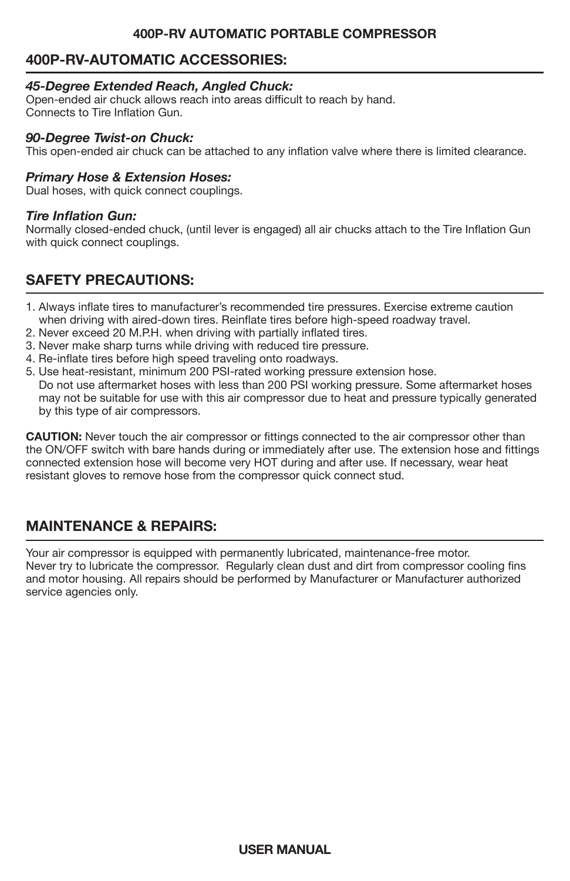## 400P-RV-AUTOMATIC ACCESSORIES:

### *45-Degree Extended Reach, Angled Chuck:*

Open-ended air chuck allows reach into areas difficult to reach by hand.
Connects to Tire Inflation Gun.

### *90-Degree Twist-on Chuck:*

This open-ended air chuck can be attached to any inflation valve where there is limited clearance.

### *Primary Hose & Extension Hoses:*

Dual hoses, with quick connect couplings.

### *Tire Inflation Gun:*

Normally closed-ended chuck, (until lever is engaged) all air chucks attach to the Tire Inflation Gun with quick connect couplings.

## SAFETY PRECAUTIONS:

1. Always inflate tires to manufacturer's recommended tire pressures. Exercise extreme caution when driving with aired-down tires. Reinflate tires before high-speed roadway travel.
2. Never exceed 20 M.P.H. when driving with partially inflated tires.
3. Never make sharp turns while driving with reduced tire pressure.
4. Re-inflate tires before high speed traveling onto roadways.
5. Use heat-resistant, minimum 200 PSI-rated working pressure extension hose.
   Do not use aftermarket hoses with less than 200 PSI working pressure. Some aftermarket hoses may not be suitable for use with this air compressor due to heat and pressure typically generated by this type of air compressors.

**CAUTION:** Never touch the air compressor or fittings connected to the air compressor other than the ON/OFF switch with bare hands during or immediately after use. The extension hose and fittings connected extension hose will become very HOT during and after use. If necessary, wear heat resistant gloves to remove hose from the compressor quick connect stud.

## MAINTENANCE & REPAIRS:

Your air compressor is equipped with permanently lubricated, maintenance-free motor.
Never try to lubricate the compressor. Regularly clean dust and dirt from compressor cooling fins and motor housing. All repairs should be performed by Manufacturer or Manufacturer authorized service agencies only.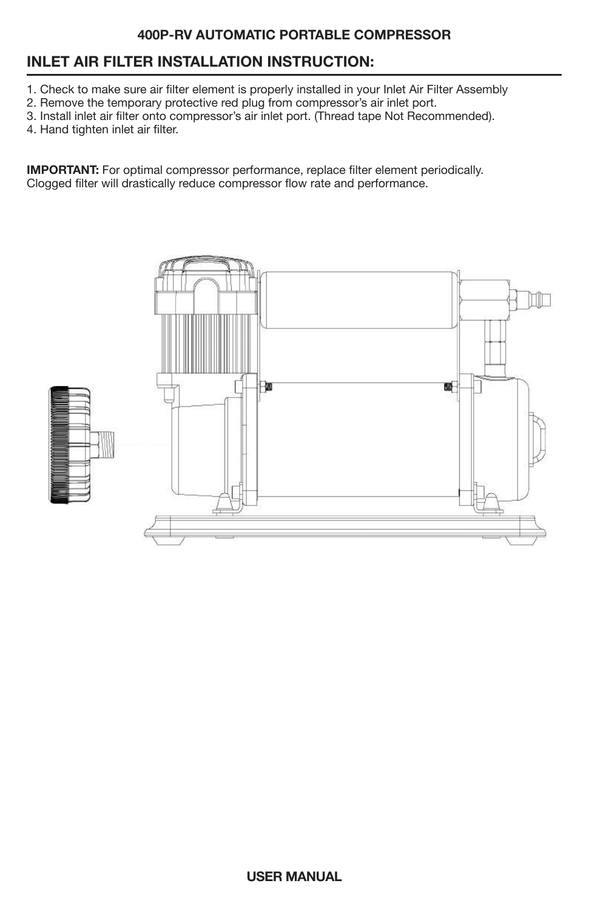## 400P-RV AUTOMATIC PORTABLE COMPRESSOR

## INLET AIR FILTER INSTALLATION INSTRUCTION:

1. Check to make sure air filter element is properly installed in your Inlet Air Filter Assembly
2. Remove the temporary protective red plug from compressor's air inlet port.
3. Install inlet air filter onto compressor's air inlet port. (Thread tape Not Recommended).
4. Hand tighten inlet air filter.

**IMPORTANT:** For optimal compressor performance, replace filter element periodically. Clogged filter will drastically reduce compressor flow rate and performance.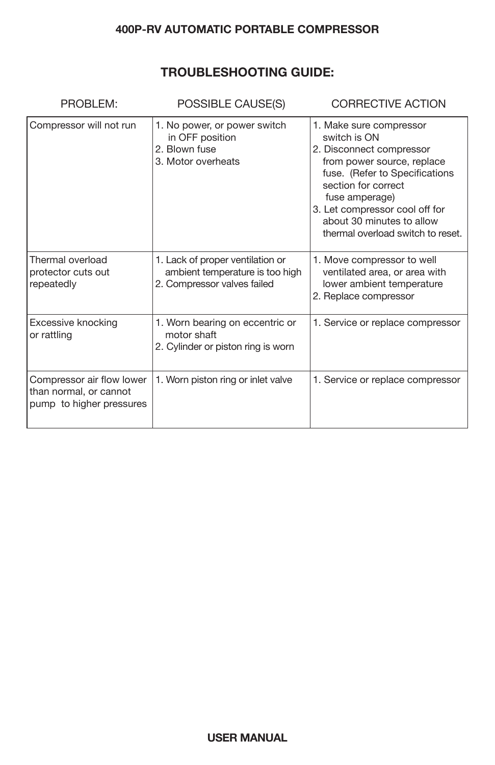## TROUBLESHOOTING GUIDE:

| PROBLEM: | POSSIBLE CAUSE(S) | CORRECTIVE ACTION |
|---|---|---|
| Compressor will not run | 1. No power, or power switch in OFF position<br>2. Blown fuse<br>3. Motor overheats | 1. Make sure compressor switch is ON<br>2. Disconnect compressor from power source, replace fuse. (Refer to Specifications section for correct fuse amperage)<br>3. Let compressor cool off for about 30 minutes to allow thermal overload switch to reset. |
| Thermal overload protector cuts out repeatedly | 1. Lack of proper ventilation or ambient temperature is too high<br>2. Compressor valves failed | 1. Move compressor to well ventilated area, or area with lower ambient temperature<br>2. Replace compressor |
| Excessive knocking or rattling | 1. Worn bearing on eccentric or motor shaft<br>2. Cylinder or piston ring is worn | 1. Service or replace compressor |
| Compressor air flow lower than normal, or cannot pump to higher pressures | 1. Worn piston ring or inlet valve | 1. Service or replace compressor |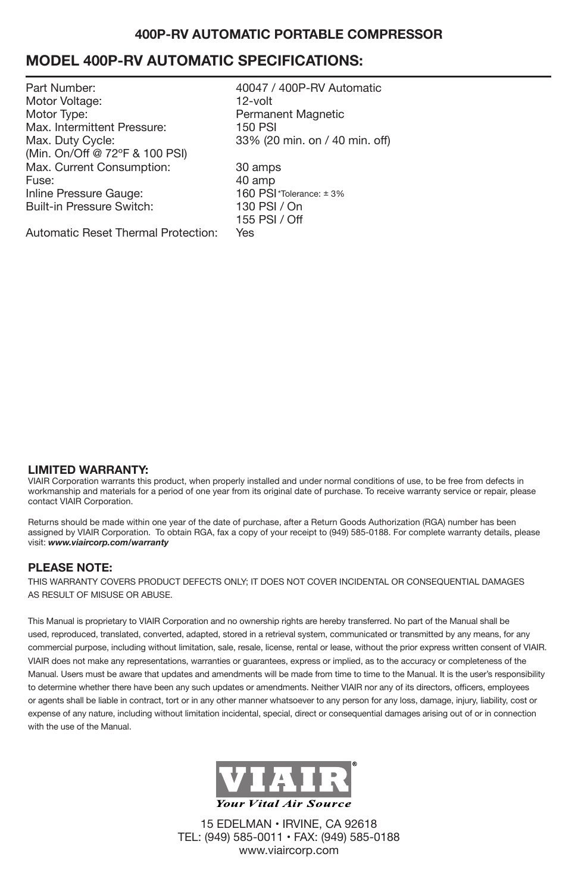## 400P-RV AUTOMATIC PORTABLE COMPRESSOR

# MODEL 400P-RV AUTOMATIC SPECIFICATIONS:

| | |
|---|---|
| Part Number: | 40047 / 400P-RV Automatic |
| Motor Voltage: | 12-volt |
| Motor Type: | Permanent Magnetic |
| Max. Intermittent Pressure: | 150 PSI |
| Max. Duty Cycle: (Min. On/Off @ 72ºF & 100 PSI) | 33% (20 min. on / 40 min. off) |
| Max. Current Consumption: | 30 amps |
| Fuse: | 40 amp |
| Inline Pressure Gauge: | 160 PSI *Tolerance: ± 3% |
| Built-in Pressure Switch: | 130 PSI / On<br>155 PSI / Off |
| Automatic Reset Thermal Protection: | Yes |

**LIMITED WARRANTY:**

VIAIR Corporation warrants this product, when properly installed and under normal conditions of use, to be free from defects in workmanship and materials for a period of one year from its original date of purchase. To receive warranty service or repair, please contact VIAIR Corporation.

Returns should be made within one year of the date of purchase, after a Return Goods Authorization (RGA) number has been assigned by VIAIR Corporation. To obtain RGA, fax a copy of your receipt to (949) 585-0188. For complete warranty details, please visit: ***www.viaircorp.com/warranty***

**PLEASE NOTE:**

THIS WARRANTY COVERS PRODUCT DEFECTS ONLY; IT DOES NOT COVER INCIDENTAL OR CONSEQUENTIAL DAMAGES AS RESULT OF MISUSE OR ABUSE.

This Manual is proprietary to VIAIR Corporation and no ownership rights are hereby transferred. No part of the Manual shall be used, reproduced, translated, converted, adapted, stored in a retrieval system, communicated or transmitted by any means, for any commercial purpose, including without limitation, sale, resale, license, rental or lease, without the prior express written consent of VIAIR. VIAIR does not make any representations, warranties or guarantees, express or implied, as to the accuracy or completeness of the Manual. Users must be aware that updates and amendments will be made from time to time to the Manual. It is the user's responsibility to determine whether there have been any such updates or amendments. Neither VIAIR nor any of its directors, officers, employees or agents shall be liable in contract, tort or in any other manner whatsoever to any person for any loss, damage, injury, liability, cost or expense of any nature, including without limitation incidental, special, direct or consequential damages arising out of or in connection with the use of the Manual.

VIAIR®

*Your Vital Air Source*

15 EDELMAN • IRVINE, CA 92618
TEL: (949) 585-0011 • FAX: (949) 585-0188
www.viaircorp.com